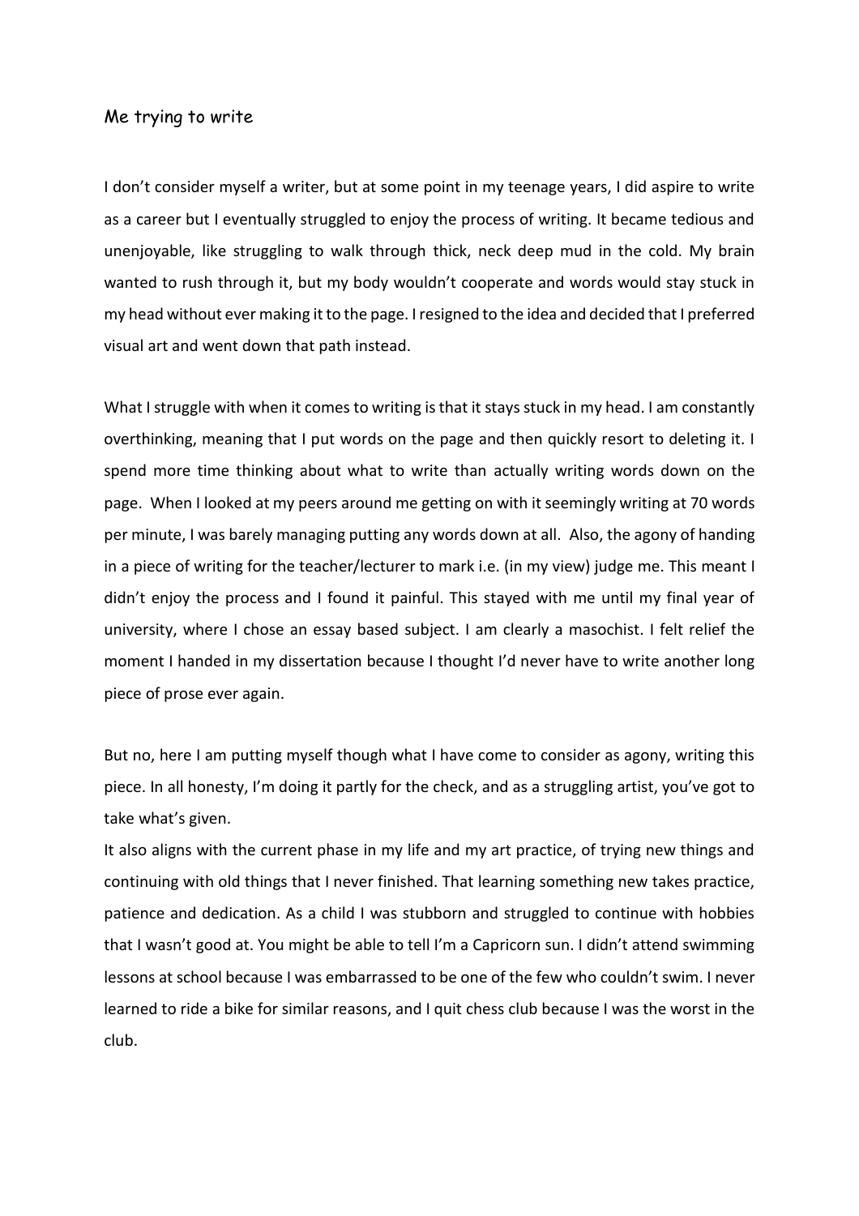Me trying to write

I don't consider myself a writer, but at some point in my teenage years, I did aspire to write as a career but I eventually struggled to enjoy the process of writing. It became tedious and unenjoyable, like struggling to walk through thick, neck deep mud in the cold. My brain wanted to rush through it, but my body wouldn't cooperate and words would stay stuck in my head without ever making it to the page. I resigned to the idea and decided that I preferred visual art and went down that path instead.

What I struggle with when it comes to writing is that it stays stuck in my head. I am constantly overthinking, meaning that I put words on the page and then quickly resort to deleting it. I spend more time thinking about what to write than actually writing words down on the page. When I looked at my peers around me getting on with it seemingly writing at 70 words per minute, I was barely managing putting any words down at all. Also, the agony of handing in a piece of writing for the teacher/lecturer to mark i.e. (in my view) judge me. This meant I didn't enjoy the process and I found it painful. This stayed with me until my final year of university, where I chose an essay based subject. I am clearly a masochist. I felt relief the moment I handed in my dissertation because I thought I'd never have to write another long piece of prose ever again.

But no, here I am putting myself though what I have come to consider as agony, writing this piece. In all honesty, I'm doing it partly for the check, and as a struggling artist, you've got to take what's given.

It also aligns with the current phase in my life and my art practice, of trying new things and continuing with old things that I never finished. That learning something new takes practice, patience and dedication. As a child I was stubborn and struggled to continue with hobbies that I wasn't good at. You might be able to tell I'm a Capricorn sun. I didn't attend swimming lessons at school because I was embarrassed to be one of the few who couldn't swim. I never learned to ride a bike for similar reasons, and I quit chess club because I was the worst in the club.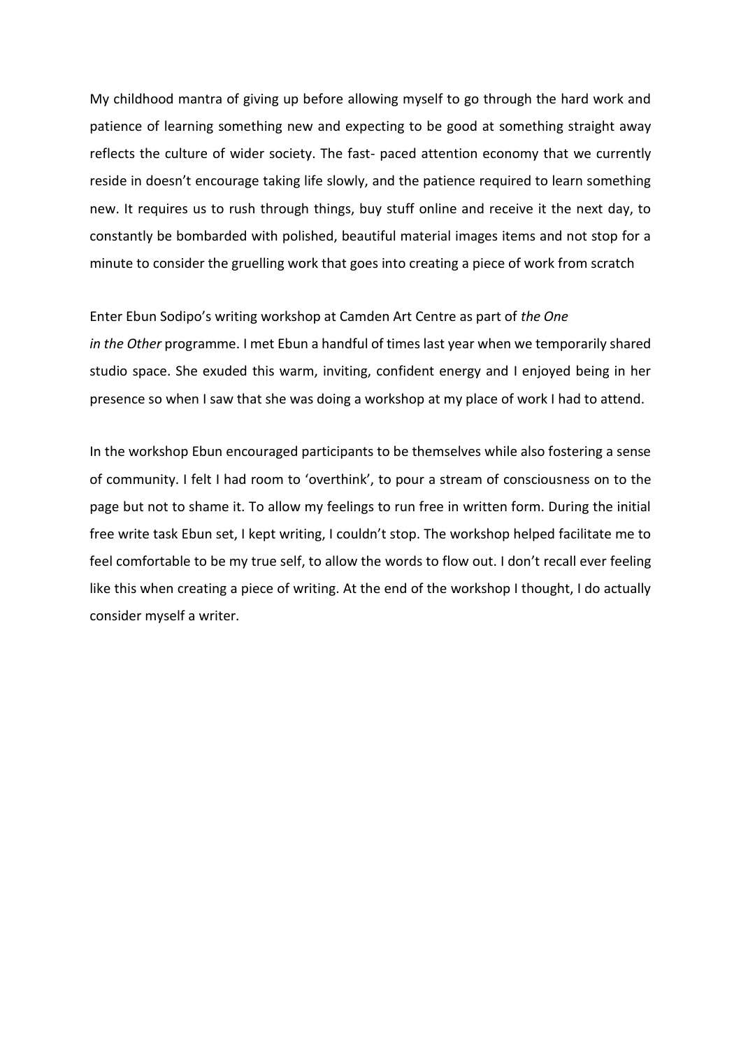My childhood mantra of giving up before allowing myself to go through the hard work and patience of learning something new and expecting to be good at something straight away reflects the culture of wider society. The fast- paced attention economy that we currently reside in doesn't encourage taking life slowly, and the patience required to learn something new. It requires us to rush through things, buy stuff online and receive it the next day, to constantly be bombarded with polished, beautiful material images items and not stop for a minute to consider the gruelling work that goes into creating a piece of work from scratch

Enter Ebun Sodipo's writing workshop at Camden Art Centre as part of *the One in the Other* programme. I met Ebun a handful of times last year when we temporarily shared studio space. She exuded this warm, inviting, confident energy and I enjoyed being in her presence so when I saw that she was doing a workshop at my place of work I had to attend.

In the workshop Ebun encouraged participants to be themselves while also fostering a sense of community. I felt I had room to 'overthink', to pour a stream of consciousness on to the page but not to shame it. To allow my feelings to run free in written form. During the initial free write task Ebun set, I kept writing, I couldn't stop. The workshop helped facilitate me to feel comfortable to be my true self, to allow the words to flow out. I don't recall ever feeling like this when creating a piece of writing. At the end of the workshop I thought, I do actually consider myself a writer.